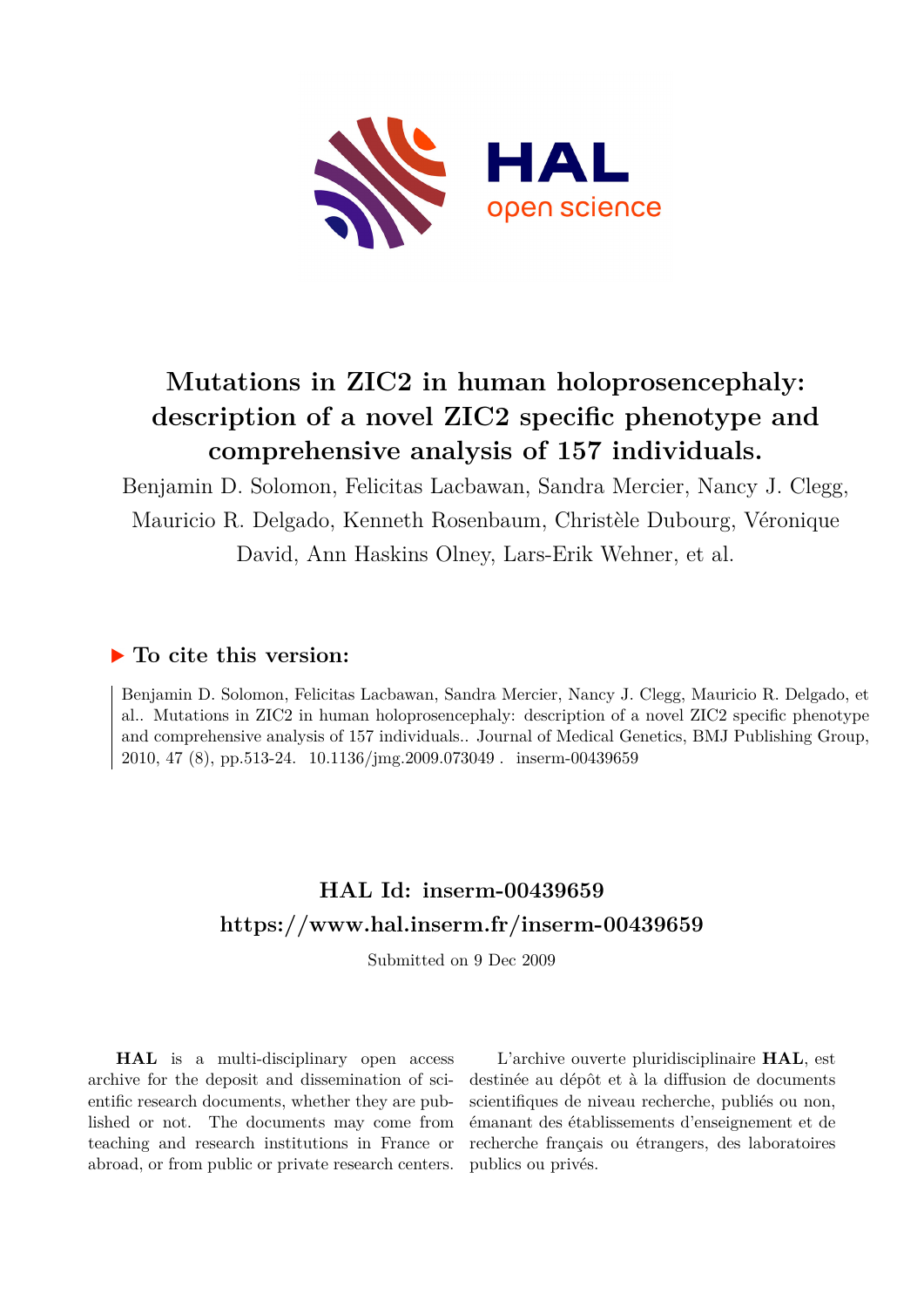# Mutations in ZIC2 in human holoprosencephaly: description of a novel ZIC2 specific phenotype and comprehensive analysis of 157 individuals.

Benjamin D. Solomon, Felicitas Lacbawan, Sandra Mercier, Nancy J. Clegg, Mauricio R. Delgado, Kenneth Rosenbaum, Christèle Dubourg, Véronique David, Ann Haskins Olney, Lars-Erik Wehner, et al.

## ▶ To cite this version:

Benjamin D. Solomon, Felicitas Lacbawan, Sandra Mercier, Nancy J. Clegg, Mauricio R. Delgado, et al.. Mutations in ZIC2 in human holoprosencephaly: description of a novel ZIC2 specific phenotype and comprehensive analysis of 157 individuals.. Journal of Medical Genetics, BMJ Publishing Group, 2010, 47 (8), pp.513-24. 10.1136/jmg.2009.073049 . inserm-00439659

## HAL Id: inserm-00439659

## https://www.hal.inserm.fr/inserm-00439659

Submitted on 9 Dec 2009

**HAL** is a multi-disciplinary open access archive for the deposit and dissemination of scientific research documents, whether they are published or not. The documents may come from teaching and research institutions in France or abroad, or from public or private research centers.

L'archive ouverte pluridisciplinaire **HAL**, est destinée au dépôt et à la diffusion de documents scientifiques de niveau recherche, publiés ou non, émanant des établissements d'enseignement et de recherche français ou étrangers, des laboratoires publics ou privés.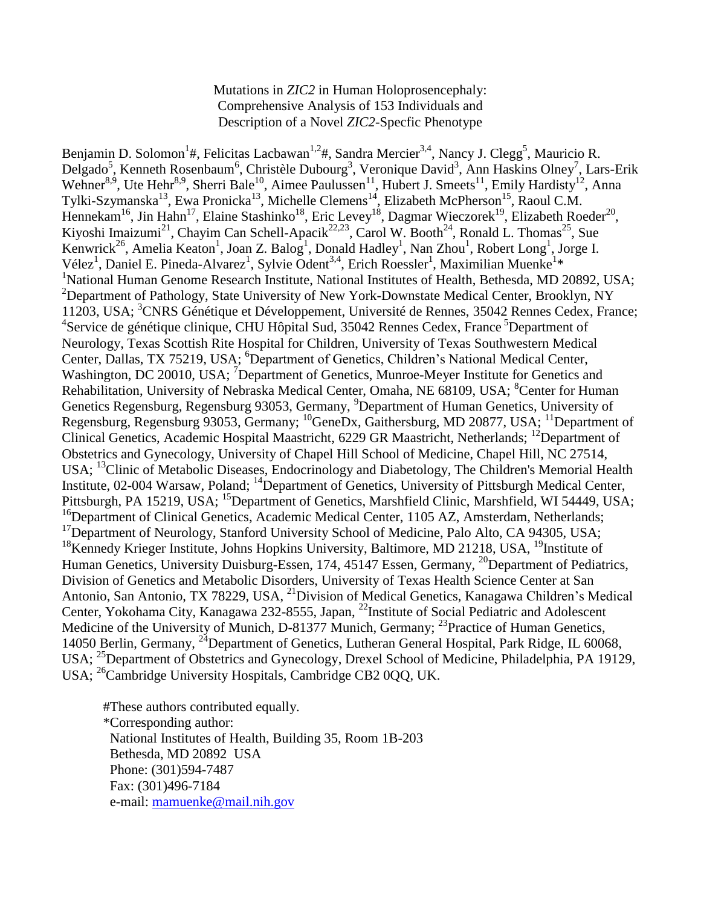Mutations in *ZIC2* in Human Holoprosencephaly: Comprehensive Analysis of 153 Individuals and Description of a Novel *ZIC2*-Specfic Phenotype

Benjamin D. Solomon[1]#, Felicitas Lacbawan[1,2]#, Sandra Mercier[3,4], Nancy J. Clegg[5], Mauricio R. Delgado[5], Kenneth Rosenbaum[6], Christèle Dubourg[3], Veronique David[3], Ann Haskins Olney[7], Lars-Erik Wehner[8,9], Ute Hehr[8,9], Sherri Bale[10], Aimee Paulussen[11], Hubert J. Smeets[11], Emily Hardisty[12], Anna Tylki-Szymanska[13], Ewa Pronicka[13], Michelle Clemens[14], Elizabeth McPherson[15], Raoul C.M. Hennekam[16], Jin Hahn[17], Elaine Stashinko[18], Eric Levey[18], Dagmar Wieczorek[19], Elizabeth Roeder[20], Kiyoshi Imaizumi[21], Chayim Can Schell-Apacik[22,23], Carol W. Booth[24], Ronald L. Thomas[25], Sue Kenwrick[26], Amelia Keaton[1], Joan Z. Balog[1], Donald Hadley[1], Nan Zhou[1], Robert Long[1], Jorge I. Vélez[1], Daniel E. Pineda-Alvarez[1], Sylvie Odent[3,4], Erich Roessler[1], Maximilian Muenke[1]*

[1]National Human Genome Research Institute, National Institutes of Health, Bethesda, MD 20892, USA; [2]Department of Pathology, State University of New York-Downstate Medical Center, Brooklyn, NY 11203, USA; [3]CNRS Génétique et Développement, Université de Rennes, 35042 Rennes Cedex, France; [4]Service de génétique clinique, CHU Hôpital Sud, 35042 Rennes Cedex, France [5]Department of Neurology, Texas Scottish Rite Hospital for Children, University of Texas Southwestern Medical Center, Dallas, TX 75219, USA; [6]Department of Genetics, Children's National Medical Center, Washington, DC 20010, USA; [7]Department of Genetics, Munroe-Meyer Institute for Genetics and Rehabilitation, University of Nebraska Medical Center, Omaha, NE 68109, USA; [8]Center for Human Genetics Regensburg, Regensburg 93053, Germany, [9]Department of Human Genetics, University of Regensburg, Regensburg 93053, Germany; [10]GeneDx, Gaithersburg, MD 20877, USA; [11]Department of Clinical Genetics, Academic Hospital Maastricht, 6229 GR Maastricht, Netherlands; [12]Department of Obstetrics and Gynecology, University of Chapel Hill School of Medicine, Chapel Hill, NC 27514, USA; [13]Clinic of Metabolic Diseases, Endocrinology and Diabetology, The Children's Memorial Health Institute, 02-004 Warsaw, Poland; [14]Department of Genetics, University of Pittsburgh Medical Center, Pittsburgh, PA 15219, USA; [15]Department of Genetics, Marshfield Clinic, Marshfield, WI 54449, USA; [16]Department of Clinical Genetics, Academic Medical Center, 1105 AZ, Amsterdam, Netherlands; [17]Department of Neurology, Stanford University School of Medicine, Palo Alto, CA 94305, USA; [18]Kennedy Krieger Institute, Johns Hopkins University, Baltimore, MD 21218, USA, [19]Institute of Human Genetics, University Duisburg-Essen, 174, 45147 Essen, Germany, [20]Department of Pediatrics, Division of Genetics and Metabolic Disorders, University of Texas Health Science Center at San Antonio, San Antonio, TX 78229, USA, [21]Division of Medical Genetics, Kanagawa Children's Medical Center, Yokohama City, Kanagawa 232-8555, Japan, [22]Institute of Social Pediatric and Adolescent Medicine of the University of Munich, D-81377 Munich, Germany; [23]Practice of Human Genetics, 14050 Berlin, Germany, [24]Department of Genetics, Lutheran General Hospital, Park Ridge, IL 60068, USA; [25]Department of Obstetrics and Gynecology, Drexel School of Medicine, Philadelphia, PA 19129, USA; [26]Cambridge University Hospitals, Cambridge CB2 0QQ, UK.

#These authors contributed equally.

*Corresponding author:
National Institutes of Health, Building 35, Room 1B-203
Bethesda, MD 20892 USA
Phone: (301)594-7487
Fax: (301)496-7184
e-mail: mamuenke@mail.nih.gov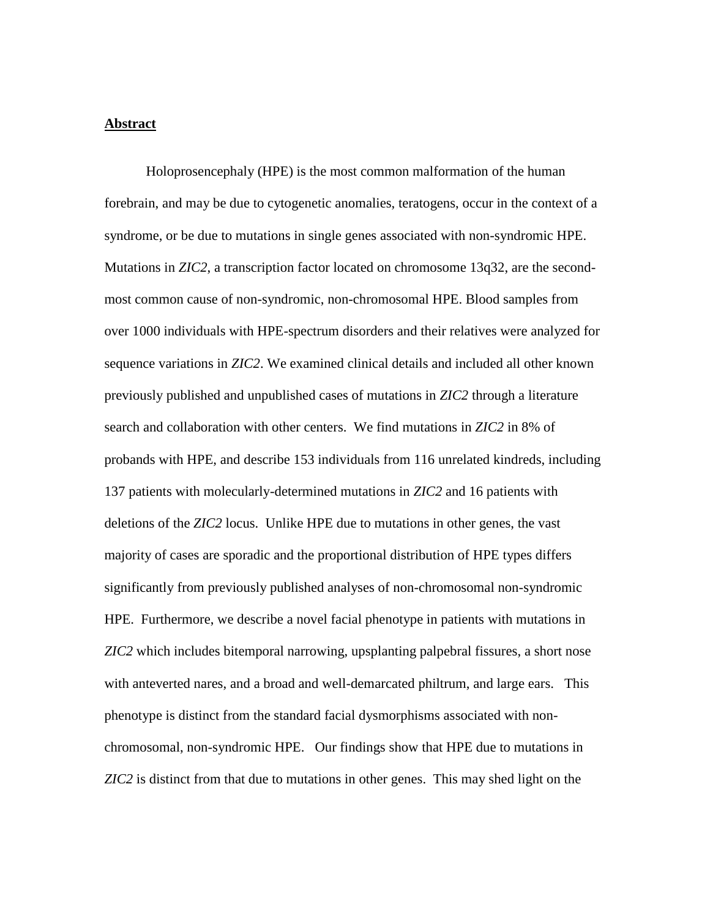## Abstract

Holoprosencephaly (HPE) is the most common malformation of the human forebrain, and may be due to cytogenetic anomalies, teratogens, occur in the context of a syndrome, or be due to mutations in single genes associated with non-syndromic HPE. Mutations in *ZIC2*, a transcription factor located on chromosome 13q32, are the second-most common cause of non-syndromic, non-chromosomal HPE. Blood samples from over 1000 individuals with HPE-spectrum disorders and their relatives were analyzed for sequence variations in *ZIC2*. We examined clinical details and included all other known previously published and unpublished cases of mutations in *ZIC2* through a literature search and collaboration with other centers. We find mutations in *ZIC2* in 8% of probands with HPE, and describe 153 individuals from 116 unrelated kindreds, including 137 patients with molecularly-determined mutations in *ZIC2* and 16 patients with deletions of the *ZIC2* locus. Unlike HPE due to mutations in other genes, the vast majority of cases are sporadic and the proportional distribution of HPE types differs significantly from previously published analyses of non-chromosomal non-syndromic HPE. Furthermore, we describe a novel facial phenotype in patients with mutations in *ZIC2* which includes bitemporal narrowing, upslanting palpebral fissures, a short nose with anteverted nares, and a broad and well-demarcated philtrum, and large ears. This phenotype is distinct from the standard facial dysmorphisms associated with non-chromosomal, non-syndromic HPE. Our findings show that HPE due to mutations in *ZIC2* is distinct from that due to mutations in other genes. This may shed light on the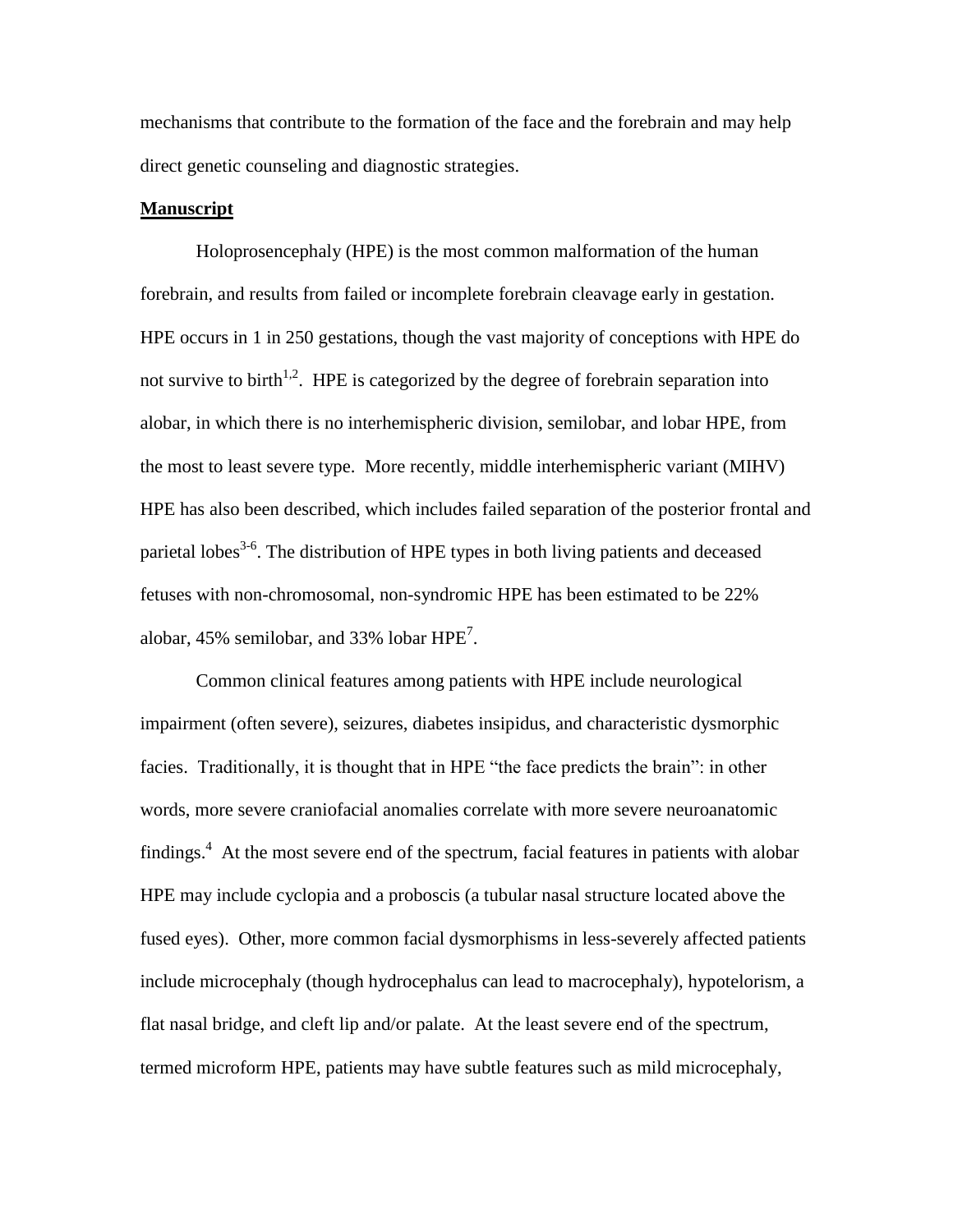mechanisms that contribute to the formation of the face and the forebrain and may help direct genetic counseling and diagnostic strategies.

## Manuscript

Holoprosencephaly (HPE) is the most common malformation of the human forebrain, and results from failed or incomplete forebrain cleavage early in gestation. HPE occurs in 1 in 250 gestations, though the vast majority of conceptions with HPE do not survive to birth[1,2]. HPE is categorized by the degree of forebrain separation into alobar, in which there is no interhemispheric division, semilobar, and lobar HPE, from the most to least severe type. More recently, middle interhemispheric variant (MIHV) HPE has also been described, which includes failed separation of the posterior frontal and parietal lobes[3-6]. The distribution of HPE types in both living patients and deceased fetuses with non-chromosomal, non-syndromic HPE has been estimated to be 22% alobar, 45% semilobar, and 33% lobar HPE[7].

Common clinical features among patients with HPE include neurological impairment (often severe), seizures, diabetes insipidus, and characteristic dysmorphic facies. Traditionally, it is thought that in HPE "the face predicts the brain": in other words, more severe craniofacial anomalies correlate with more severe neuroanatomic findings.[4] At the most severe end of the spectrum, facial features in patients with alobar HPE may include cyclopia and a proboscis (a tubular nasal structure located above the fused eyes). Other, more common facial dysmorphisms in less-severely affected patients include microcephaly (though hydrocephalus can lead to macrocephaly), hypotelorism, a flat nasal bridge, and cleft lip and/or palate. At the least severe end of the spectrum, termed microform HPE, patients may have subtle features such as mild microcephaly,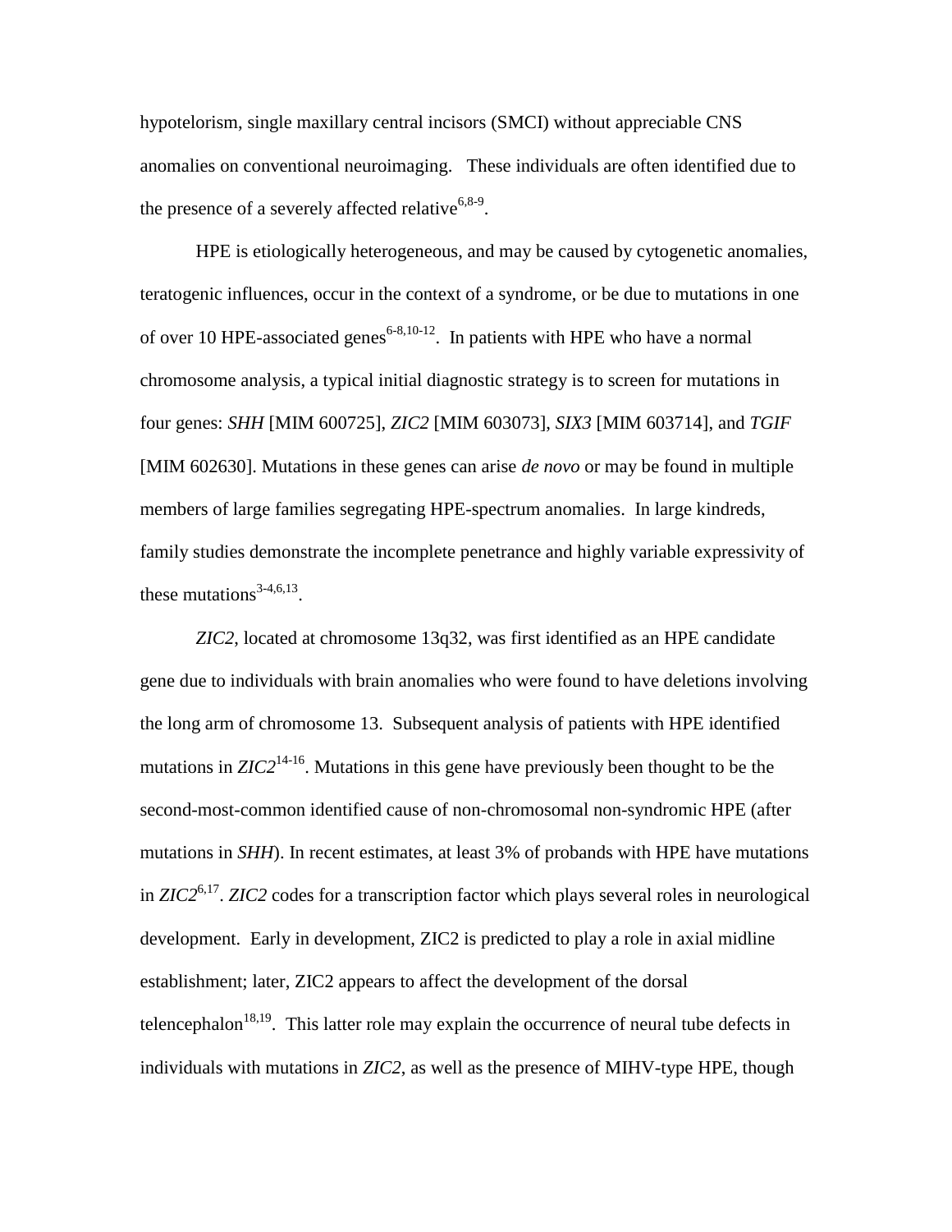hypotelorism, single maxillary central incisors (SMCI) without appreciable CNS anomalies on conventional neuroimaging. These individuals are often identified due to the presence of a severely affected relative[6,8-9].

HPE is etiologically heterogeneous, and may be caused by cytogenetic anomalies, teratogenic influences, occur in the context of a syndrome, or be due to mutations in one of over 10 HPE-associated genes[6-8,10-12]. In patients with HPE who have a normal chromosome analysis, a typical initial diagnostic strategy is to screen for mutations in four genes: *SHH* [MIM 600725], *ZIC2* [MIM 603073], *SIX3* [MIM 603714], and *TGIF* [MIM 602630]. Mutations in these genes can arise *de novo* or may be found in multiple members of large families segregating HPE-spectrum anomalies. In large kindreds, family studies demonstrate the incomplete penetrance and highly variable expressivity of these mutations[3-4,6,13].

*ZIC2*, located at chromosome 13q32, was first identified as an HPE candidate gene due to individuals with brain anomalies who were found to have deletions involving the long arm of chromosome 13. Subsequent analysis of patients with HPE identified mutations in *ZIC2*[14-16]. Mutations in this gene have previously been thought to be the second-most-common identified cause of non-chromosomal non-syndromic HPE (after mutations in *SHH*). In recent estimates, at least 3% of probands with HPE have mutations in *ZIC2*[6,17]. *ZIC2* codes for a transcription factor which plays several roles in neurological development. Early in development, ZIC2 is predicted to play a role in axial midline establishment; later, ZIC2 appears to affect the development of the dorsal telencephalon[18,19]. This latter role may explain the occurrence of neural tube defects in individuals with mutations in *ZIC2*, as well as the presence of MIHV-type HPE, though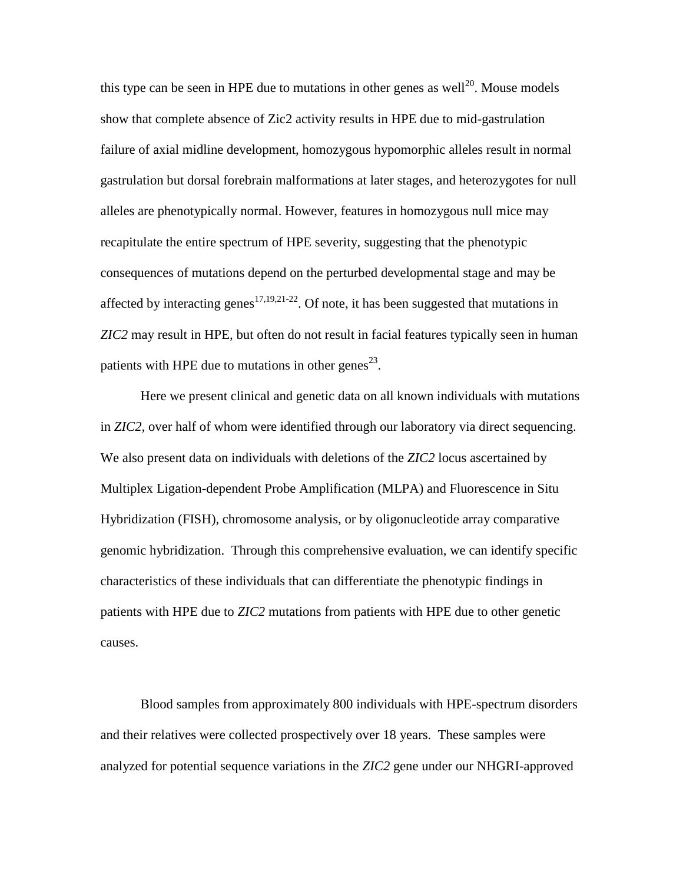this type can be seen in HPE due to mutations in other genes as well[20]. Mouse models show that complete absence of Zic2 activity results in HPE due to mid-gastrulation failure of axial midline development, homozygous hypomorphic alleles result in normal gastrulation but dorsal forebrain malformations at later stages, and heterozygotes for null alleles are phenotypically normal. However, features in homozygous null mice may recapitulate the entire spectrum of HPE severity, suggesting that the phenotypic consequences of mutations depend on the perturbed developmental stage and may be affected by interacting genes[17,19,21-22]. Of note, it has been suggested that mutations in *ZIC2* may result in HPE, but often do not result in facial features typically seen in human patients with HPE due to mutations in other genes[23].

Here we present clinical and genetic data on all known individuals with mutations in *ZIC2*, over half of whom were identified through our laboratory via direct sequencing. We also present data on individuals with deletions of the *ZIC2* locus ascertained by Multiplex Ligation-dependent Probe Amplification (MLPA) and Fluorescence in Situ Hybridization (FISH), chromosome analysis, or by oligonucleotide array comparative genomic hybridization. Through this comprehensive evaluation, we can identify specific characteristics of these individuals that can differentiate the phenotypic findings in patients with HPE due to *ZIC2* mutations from patients with HPE due to other genetic causes.

Blood samples from approximately 800 individuals with HPE-spectrum disorders and their relatives were collected prospectively over 18 years. These samples were analyzed for potential sequence variations in the *ZIC2* gene under our NHGRI-approved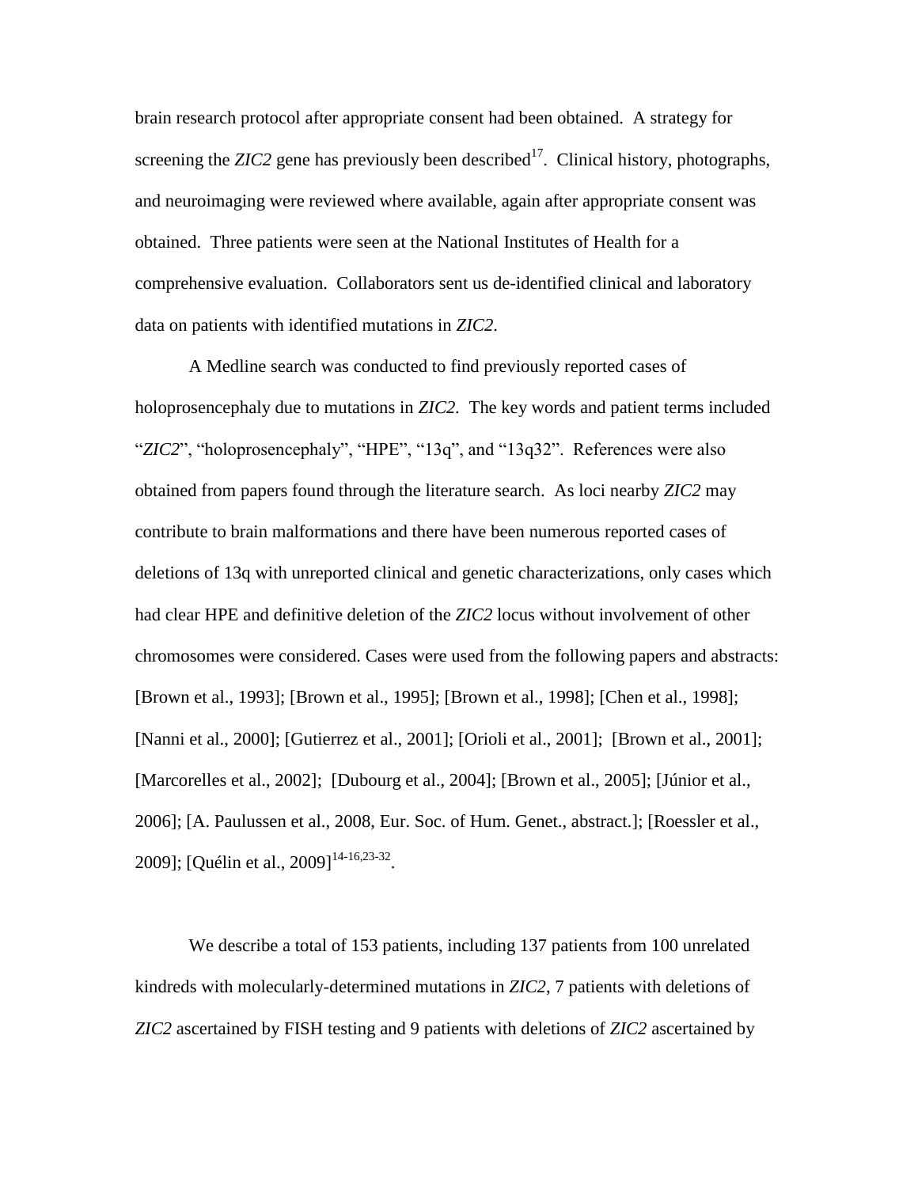brain research protocol after appropriate consent had been obtained. A strategy for screening the *ZIC2* gene has previously been described[17]. Clinical history, photographs, and neuroimaging were reviewed where available, again after appropriate consent was obtained. Three patients were seen at the National Institutes of Health for a comprehensive evaluation. Collaborators sent us de-identified clinical and laboratory data on patients with identified mutations in *ZIC2*.

A Medline search was conducted to find previously reported cases of holoprosencephaly due to mutations in *ZIC2*. The key words and patient terms included "*ZIC2*", "holoprosencephaly", "HPE", "13q", and "13q32". References were also obtained from papers found through the literature search. As loci nearby *ZIC2* may contribute to brain malformations and there have been numerous reported cases of deletions of 13q with unreported clinical and genetic characterizations, only cases which had clear HPE and definitive deletion of the *ZIC2* locus without involvement of other chromosomes were considered. Cases were used from the following papers and abstracts: [Brown et al., 1993]; [Brown et al., 1995]; [Brown et al., 1998]; [Chen et al., 1998]; [Nanni et al., 2000]; [Gutierrez et al., 2001]; [Orioli et al., 2001]; [Brown et al., 2001]; [Marcorelles et al., 2002]; [Dubourg et al., 2004]; [Brown et al., 2005]; [Júnior et al., 2006]; [A. Paulussen et al., 2008, Eur. Soc. of Hum. Genet., abstract.]; [Roessler et al., 2009]; [Quélin et al., 2009][14-16,23-32].

We describe a total of 153 patients, including 137 patients from 100 unrelated kindreds with molecularly-determined mutations in *ZIC2*, 7 patients with deletions of *ZIC2* ascertained by FISH testing and 9 patients with deletions of *ZIC2* ascertained by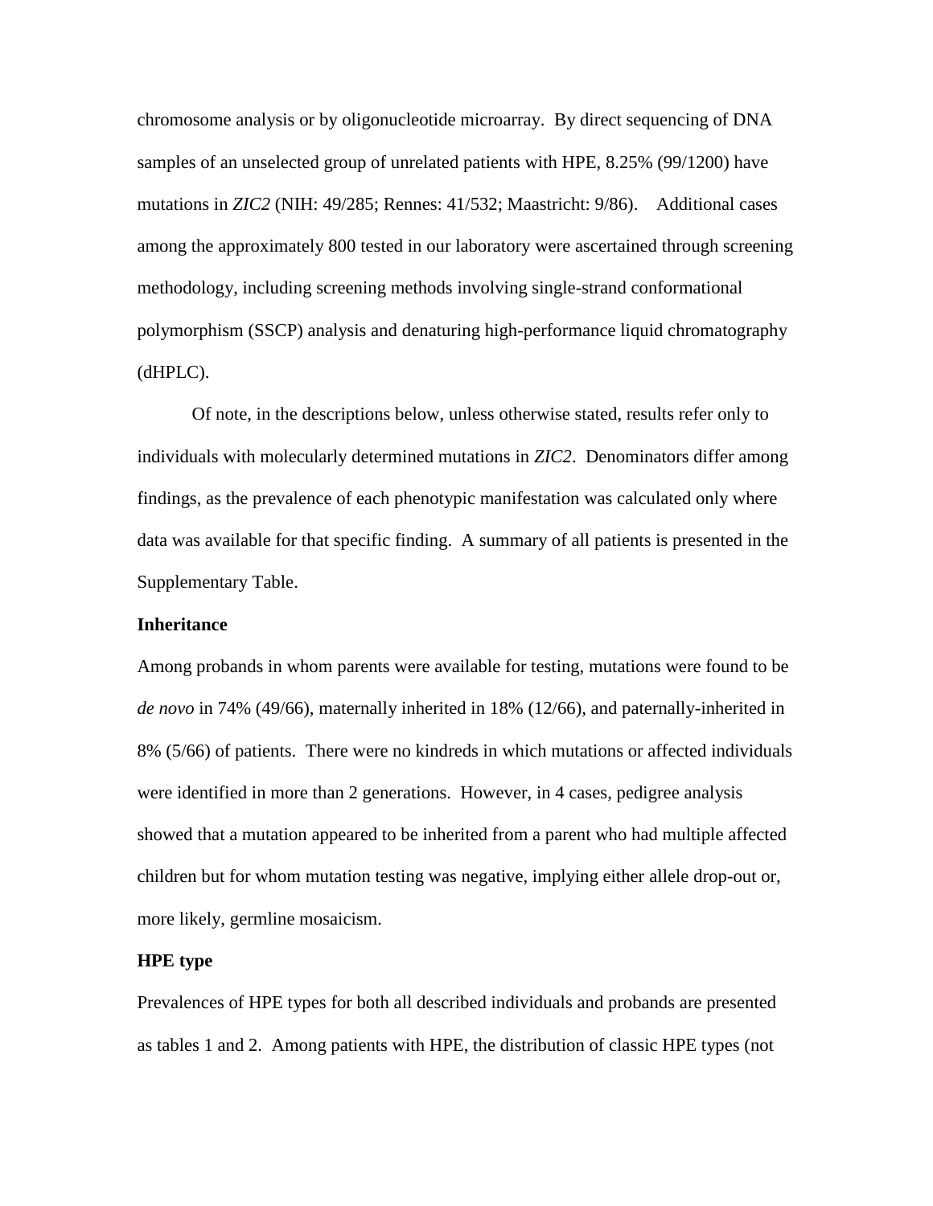chromosome analysis or by oligonucleotide microarray. By direct sequencing of DNA samples of an unselected group of unrelated patients with HPE, 8.25% (99/1200) have mutations in *ZIC2* (NIH: 49/285; Rennes: 41/532; Maastricht: 9/86). Additional cases among the approximately 800 tested in our laboratory were ascertained through screening methodology, including screening methods involving single-strand conformational polymorphism (SSCP) analysis and denaturing high-performance liquid chromatography (dHPLC).

Of note, in the descriptions below, unless otherwise stated, results refer only to individuals with molecularly determined mutations in *ZIC2*. Denominators differ among findings, as the prevalence of each phenotypic manifestation was calculated only where data was available for that specific finding. A summary of all patients is presented in the Supplementary Table.

**Inheritance**

Among probands in whom parents were available for testing, mutations were found to be *de novo* in 74% (49/66), maternally inherited in 18% (12/66), and paternally-inherited in 8% (5/66) of patients. There were no kindreds in which mutations or affected individuals were identified in more than 2 generations. However, in 4 cases, pedigree analysis showed that a mutation appeared to be inherited from a parent who had multiple affected children but for whom mutation testing was negative, implying either allele drop-out or, more likely, germline mosaicism.

**HPE type**

Prevalences of HPE types for both all described individuals and probands are presented as tables 1 and 2. Among patients with HPE, the distribution of classic HPE types (not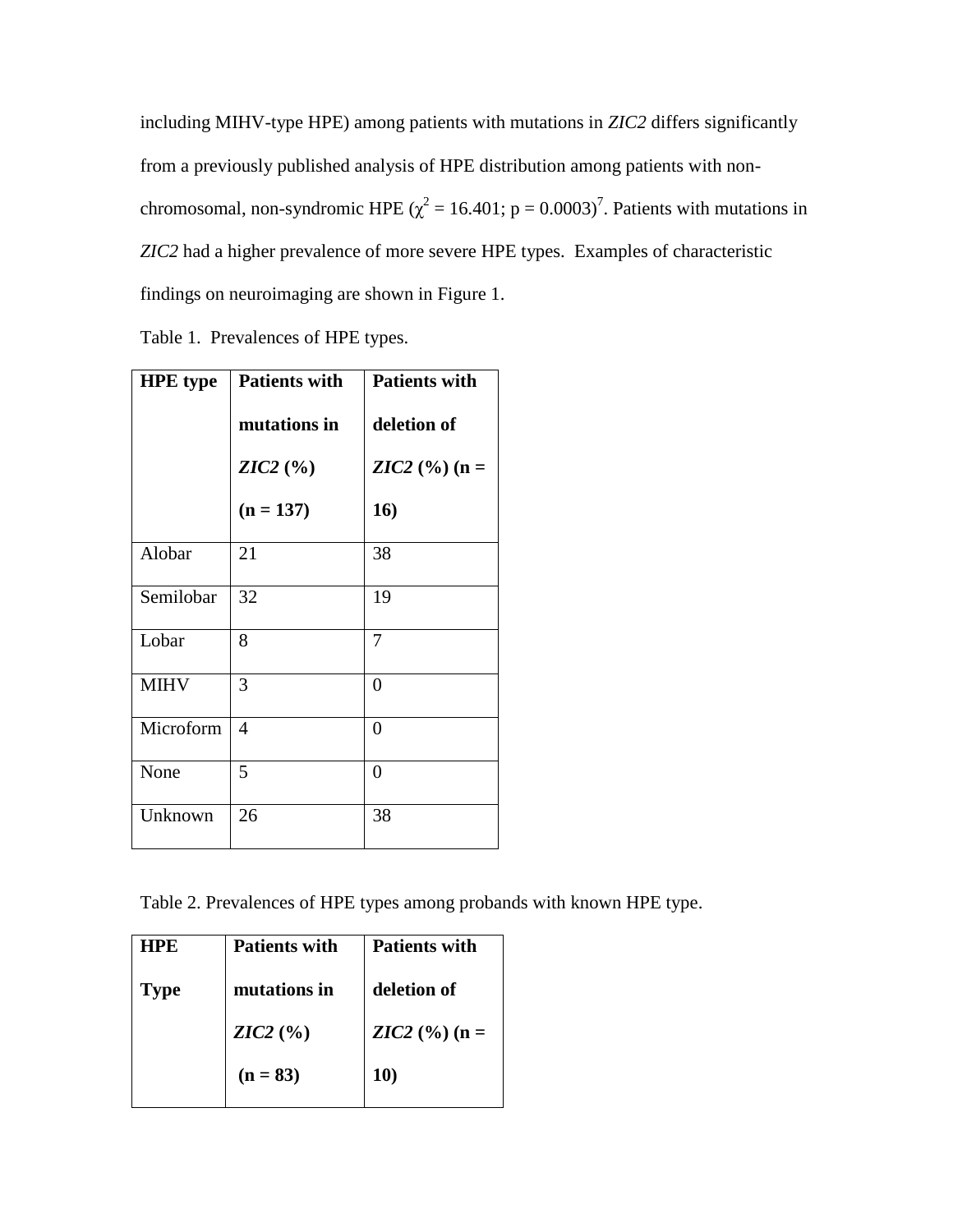including MIHV-type HPE) among patients with mutations in *ZIC2* differs significantly from a previously published analysis of HPE distribution among patients with non-chromosomal, non-syndromic HPE ($\chi^2 = 16.401$; $p = 0.0003$)[7]. Patients with mutations in *ZIC2* had a higher prevalence of more severe HPE types. Examples of characteristic findings on neuroimaging are shown in Figure 1.

Table 1. Prevalences of HPE types.

| **HPE type** | **Patients with mutations in *ZIC2* (%) (n = 137)** | **Patients with deletion of *ZIC2* (%) (n = 16)** |
|---|---|---|
| Alobar | 21 | 38 |
| Semilobar | 32 | 19 |
| Lobar | 8 | 7 |
| MIHV | 3 | 0 |
| Microform | 4 | 0 |
| None | 5 | 0 |
| Unknown | 26 | 38 |

Table 2. Prevalences of HPE types among probands with known HPE type.

| **HPE Type** | **Patients with mutations in *ZIC2* (%) (n = 83)** | **Patients with deletion of *ZIC2* (%) (n = 10)** |
|---|---|---|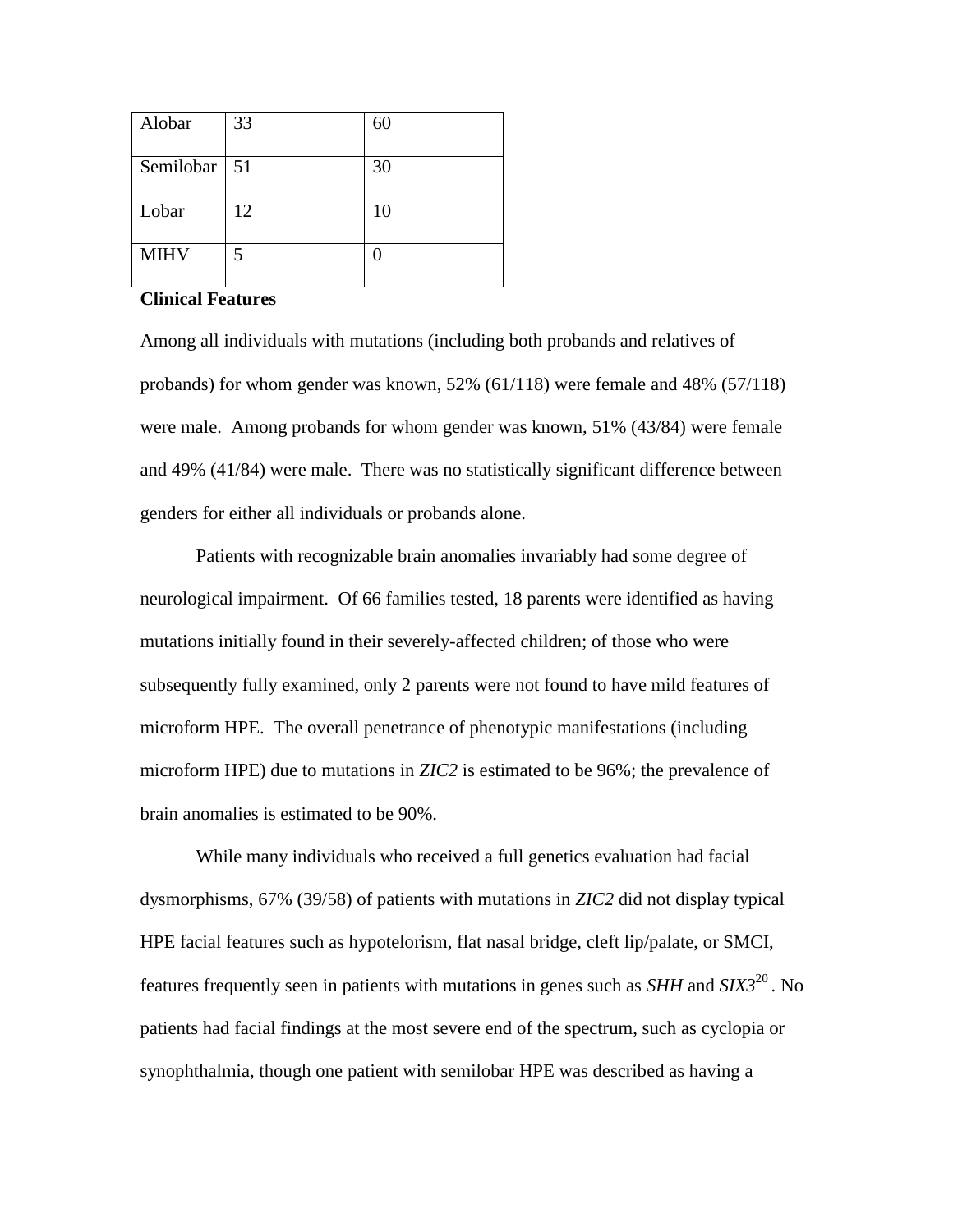| | | |
|---|---|---|
| Alobar | 33 | 60 |
| Semilobar | 51 | 30 |
| Lobar | 12 | 10 |
| MIHV | 5 | 0 |

**Clinical Features**

Among all individuals with mutations (including both probands and relatives of probands) for whom gender was known, 52% (61/118) were female and 48% (57/118) were male. Among probands for whom gender was known, 51% (43/84) were female and 49% (41/84) were male. There was no statistically significant difference between genders for either all individuals or probands alone.

Patients with recognizable brain anomalies invariably had some degree of neurological impairment. Of 66 families tested, 18 parents were identified as having mutations initially found in their severely-affected children; of those who were subsequently fully examined, only 2 parents were not found to have mild features of microform HPE. The overall penetrance of phenotypic manifestations (including microform HPE) due to mutations in *ZIC2* is estimated to be 96%; the prevalence of brain anomalies is estimated to be 90%.

While many individuals who received a full genetics evaluation had facial dysmorphisms, 67% (39/58) of patients with mutations in *ZIC2* did not display typical HPE facial features such as hypotelorism, flat nasal bridge, cleft lip/palate, or SMCI, features frequently seen in patients with mutations in genes such as *SHH* and *SIX3*[20]. No patients had facial findings at the most severe end of the spectrum, such as cyclopia or synophthalmia, though one patient with semilobar HPE was described as having a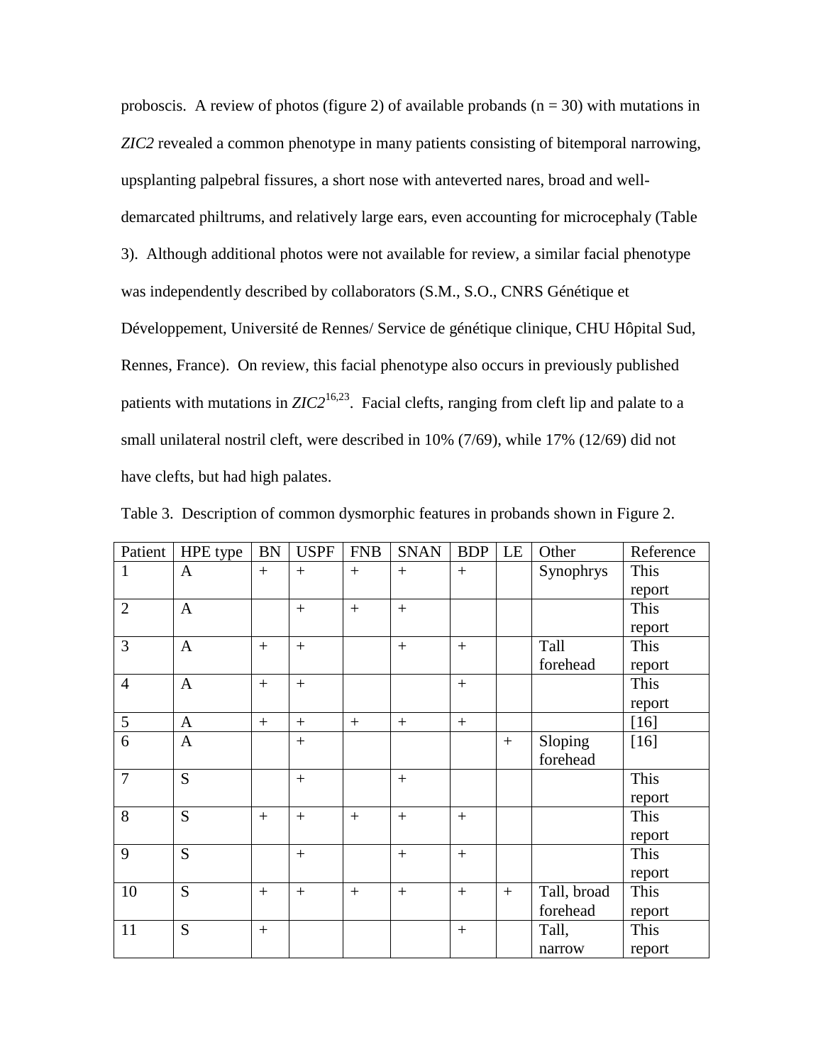proboscis. A review of photos (figure 2) of available probands (n = 30) with mutations in *ZIC2* revealed a common phenotype in many patients consisting of bitemporal narrowing, upsplanting palpebral fissures, a short nose with anteverted nares, broad and well-demarcated philtrums, and relatively large ears, even accounting for microcephaly (Table 3). Although additional photos were not available for review, a similar facial phenotype was independently described by collaborators (S.M., S.O., CNRS Génétique et Développement, Université de Rennes/ Service de génétique clinique, CHU Hôpital Sud, Rennes, France). On review, this facial phenotype also occurs in previously published patients with mutations in *ZIC2*[16,23]. Facial clefts, ranging from cleft lip and palate to a small unilateral nostril cleft, were described in 10% (7/69), while 17% (12/69) did not have clefts, but had high palates.

Table 3. Description of common dysmorphic features in probands shown in Figure 2.

| Patient | HPE type | BN | USPF | FNB | SNAN | BDP | LE | Other | Reference |
|---|---|---|---|---|---|---|---|---|---|
| 1 | A | + | + | + | + | + | | Synophrys | This report |
| 2 | A | | + | + | + | | | | This report |
| 3 | A | + | + | | + | + | | Tall forehead | This report |
| 4 | A | + | + | | | + | | | This report |
| 5 | A | + | + | + | + | + | | | [16] |
| 6 | A | | + | | | | + | Sloping forehead | [16] |
| 7 | S | | + | | + | | | | This report |
| 8 | S | + | + | + | + | + | | | This report |
| 9 | S | | + | | + | + | | | This report |
| 10 | S | + | + | + | + | + | + | Tall, broad forehead | This report |
| 11 | S | + | | | | + | | Tall, narrow | This report |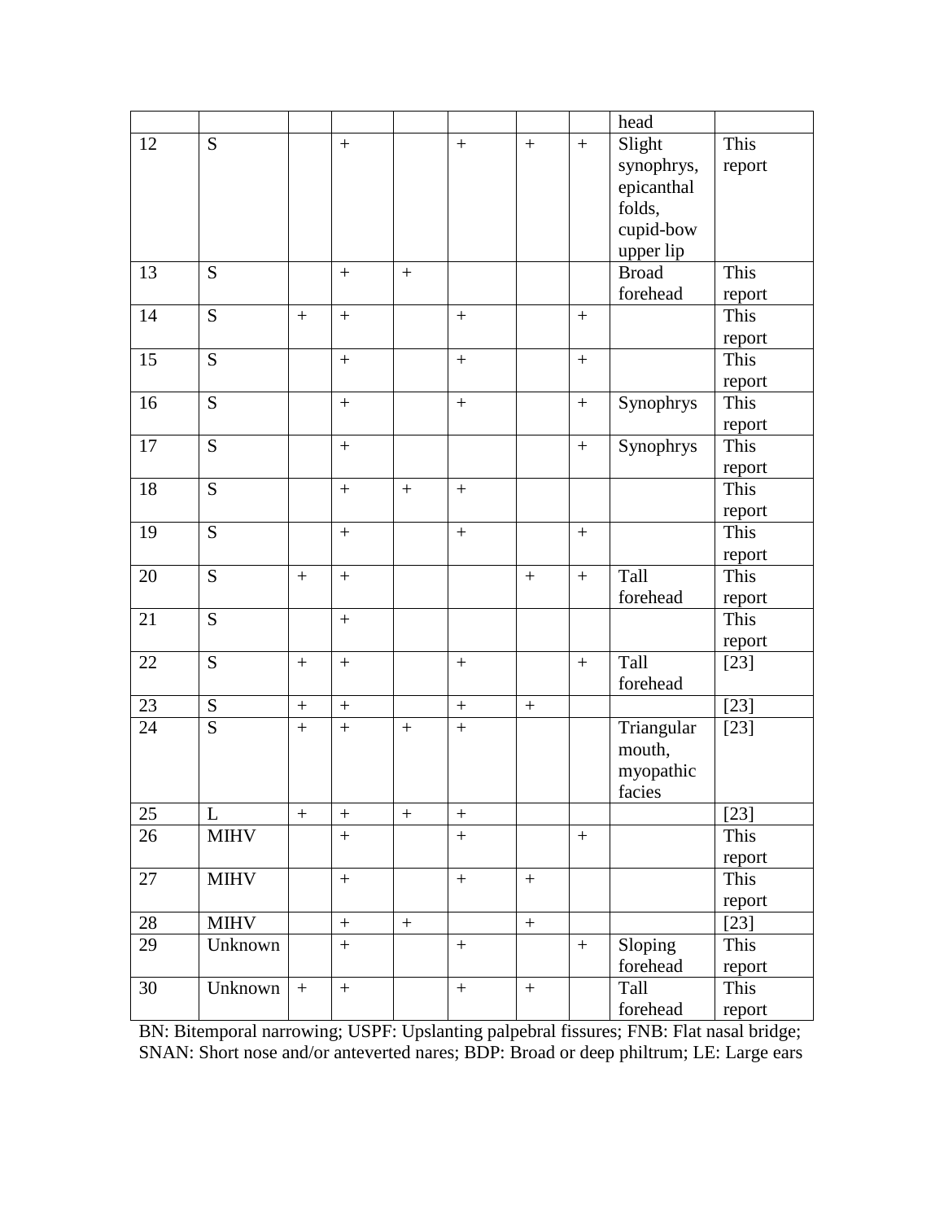| | | | | | | | | | |
|---|---|---|---|---|---|---|---|---|---|
| | | | | | | | | head | |
| 12 | S | | + | | + | + | + | Slight synophrys, epicanthal folds, cupid-bow upper lip | This report |
| 13 | S | | + | + | | | | Broad forehead | This report |
| 14 | S | + | + | | + | | + | | This report |
| 15 | S | | + | | + | | + | | This report |
| 16 | S | | + | | + | | + | Synophrys | This report |
| 17 | S | | + | | | | + | Synophrys | This report |
| 18 | S | | + | + | + | | | | This report |
| 19 | S | | + | | + | | + | | This report |
| 20 | S | + | + | | | + | + | Tall forehead | This report |
| 21 | S | | + | | | | | | This report |
| 22 | S | + | + | | + | | + | Tall forehead | [23] |
| 23 | S | + | + | | + | + | | | [23] |
| 24 | S | + | + | + | + | | | Triangular mouth, myopathic facies | [23] |
| 25 | L | + | + | + | + | | | | [23] |
| 26 | MIHV | | + | | + | | + | | This report |
| 27 | MIHV | | + | | + | + | | | This report |
| 28 | MIHV | | + | + | | + | | | [23] |
| 29 | Unknown | | + | | + | | + | Sloping forehead | This report |
| 30 | Unknown | + | + | | + | + | | Tall forehead | This report |

BN: Bitemporal narrowing; USPF: Upslanting palpebral fissures; FNB: Flat nasal bridge; SNAN: Short nose and/or anteverted nares; BDP: Broad or deep philtrum; LE: Large ears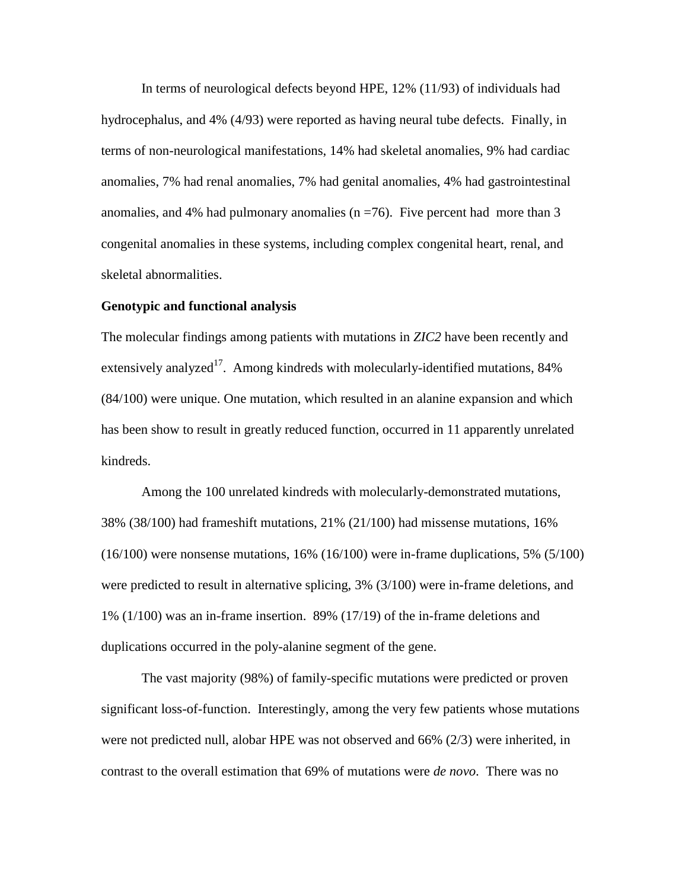In terms of neurological defects beyond HPE, 12% (11/93) of individuals had hydrocephalus, and 4% (4/93) were reported as having neural tube defects. Finally, in terms of non-neurological manifestations, 14% had skeletal anomalies, 9% had cardiac anomalies, 7% had renal anomalies, 7% had genital anomalies, 4% had gastrointestinal anomalies, and 4% had pulmonary anomalies (n =76). Five percent had more than 3 congenital anomalies in these systems, including complex congenital heart, renal, and skeletal abnormalities.

**Genotypic and functional analysis**

The molecular findings among patients with mutations in *ZIC2* have been recently and extensively analyzed[17]. Among kindreds with molecularly-identified mutations, 84% (84/100) were unique. One mutation, which resulted in an alanine expansion and which has been show to result in greatly reduced function, occurred in 11 apparently unrelated kindreds.

Among the 100 unrelated kindreds with molecularly-demonstrated mutations, 38% (38/100) had frameshift mutations, 21% (21/100) had missense mutations, 16% (16/100) were nonsense mutations, 16% (16/100) were in-frame duplications, 5% (5/100) were predicted to result in alternative splicing, 3% (3/100) were in-frame deletions, and 1% (1/100) was an in-frame insertion. 89% (17/19) of the in-frame deletions and duplications occurred in the poly-alanine segment of the gene.

The vast majority (98%) of family-specific mutations were predicted or proven significant loss-of-function. Interestingly, among the very few patients whose mutations were not predicted null, alobar HPE was not observed and 66% (2/3) were inherited, in contrast to the overall estimation that 69% of mutations were *de novo*. There was no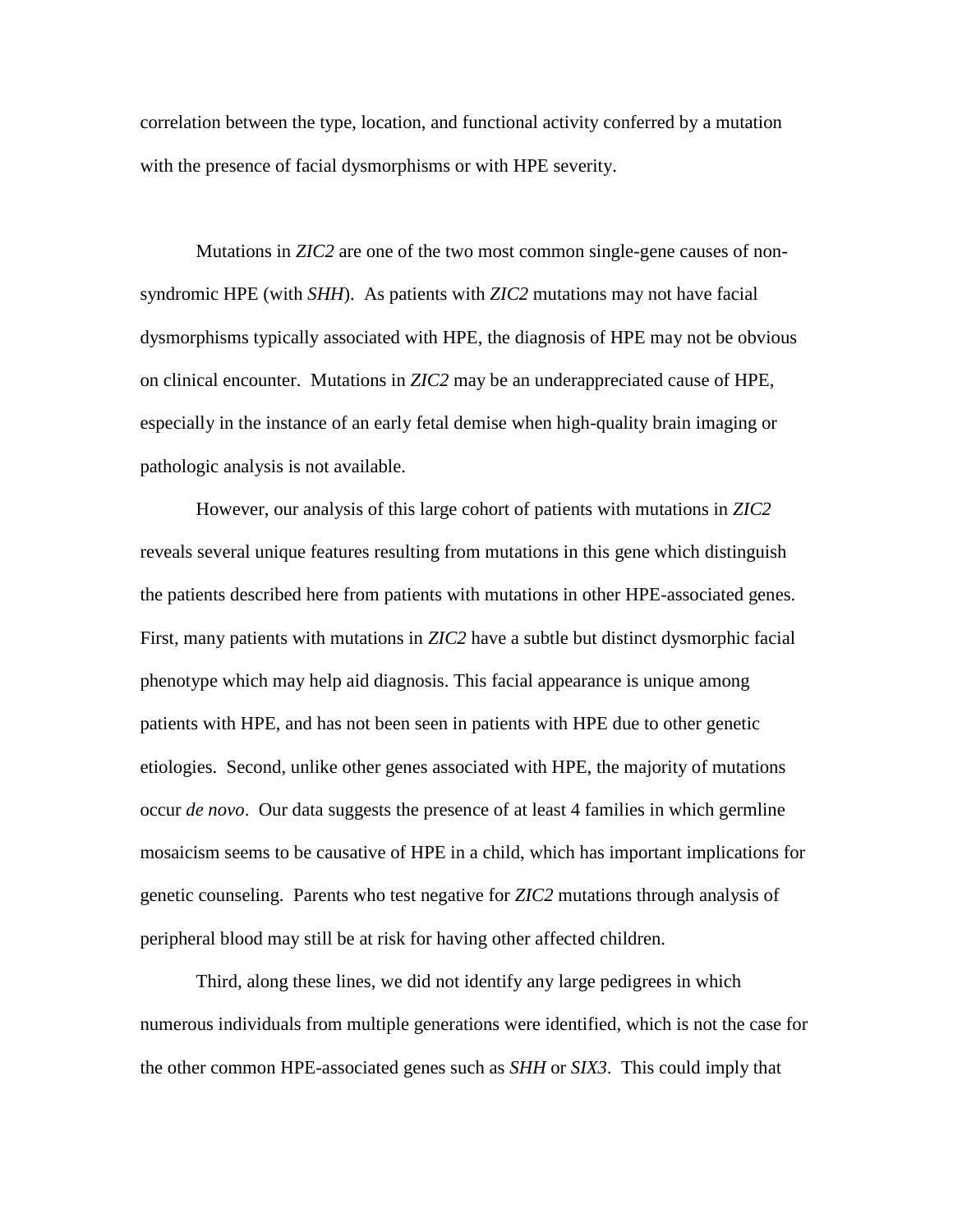correlation between the type, location, and functional activity conferred by a mutation with the presence of facial dysmorphisms or with HPE severity.

Mutations in *ZIC2* are one of the two most common single-gene causes of non-syndromic HPE (with *SHH*). As patients with *ZIC2* mutations may not have facial dysmorphisms typically associated with HPE, the diagnosis of HPE may not be obvious on clinical encounter. Mutations in *ZIC2* may be an underappreciated cause of HPE, especially in the instance of an early fetal demise when high-quality brain imaging or pathologic analysis is not available.

However, our analysis of this large cohort of patients with mutations in *ZIC2* reveals several unique features resulting from mutations in this gene which distinguish the patients described here from patients with mutations in other HPE-associated genes. First, many patients with mutations in *ZIC2* have a subtle but distinct dysmorphic facial phenotype which may help aid diagnosis. This facial appearance is unique among patients with HPE, and has not been seen in patients with HPE due to other genetic etiologies. Second, unlike other genes associated with HPE, the majority of mutations occur *de novo*. Our data suggests the presence of at least 4 families in which germline mosaicism seems to be causative of HPE in a child, which has important implications for genetic counseling. Parents who test negative for *ZIC2* mutations through analysis of peripheral blood may still be at risk for having other affected children.

Third, along these lines, we did not identify any large pedigrees in which numerous individuals from multiple generations were identified, which is not the case for the other common HPE-associated genes such as *SHH* or *SIX3*. This could imply that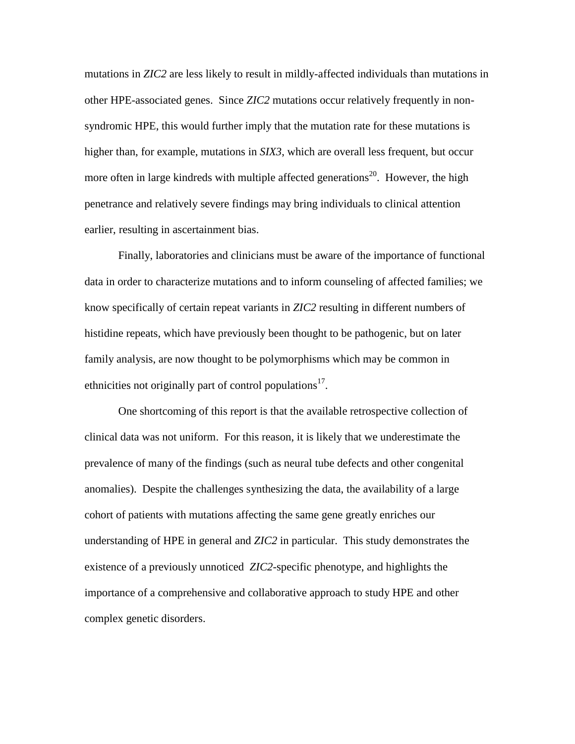mutations in *ZIC2* are less likely to result in mildly-affected individuals than mutations in other HPE-associated genes. Since *ZIC2* mutations occur relatively frequently in non-syndromic HPE, this would further imply that the mutation rate for these mutations is higher than, for example, mutations in *SIX3*, which are overall less frequent, but occur more often in large kindreds with multiple affected generations[20]. However, the high penetrance and relatively severe findings may bring individuals to clinical attention earlier, resulting in ascertainment bias.

Finally, laboratories and clinicians must be aware of the importance of functional data in order to characterize mutations and to inform counseling of affected families; we know specifically of certain repeat variants in *ZIC2* resulting in different numbers of histidine repeats, which have previously been thought to be pathogenic, but on later family analysis, are now thought to be polymorphisms which may be common in ethnicities not originally part of control populations[17].

One shortcoming of this report is that the available retrospective collection of clinical data was not uniform. For this reason, it is likely that we underestimate the prevalence of many of the findings (such as neural tube defects and other congenital anomalies). Despite the challenges synthesizing the data, the availability of a large cohort of patients with mutations affecting the same gene greatly enriches our understanding of HPE in general and *ZIC2* in particular. This study demonstrates the existence of a previously unnoticed *ZIC2*-specific phenotype, and highlights the importance of a comprehensive and collaborative approach to study HPE and other complex genetic disorders.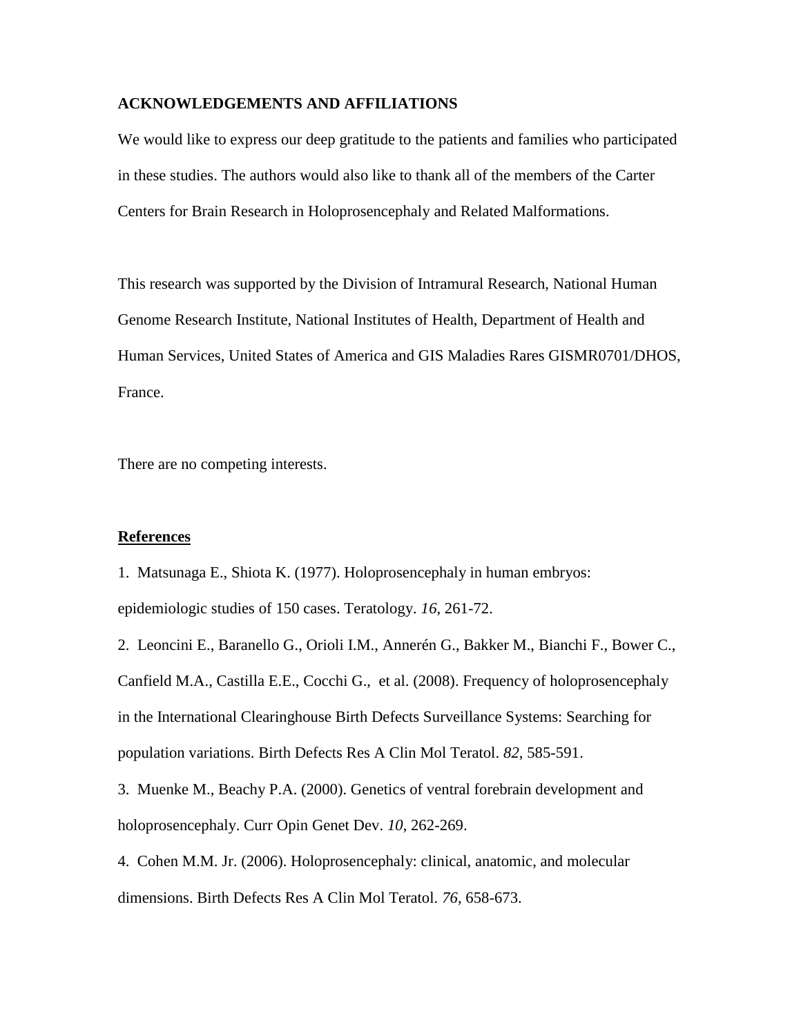**ACKNOWLEDGEMENTS AND AFFILIATIONS**

We would like to express our deep gratitude to the patients and families who participated in these studies. The authors would also like to thank all of the members of the Carter Centers for Brain Research in Holoprosencephaly and Related Malformations.

This research was supported by the Division of Intramural Research, National Human Genome Research Institute, National Institutes of Health, Department of Health and Human Services, United States of America and GIS Maladies Rares GISMR0701/DHOS, France.

There are no competing interests.

**References**

1. Matsunaga E., Shiota K. (1977). Holoprosencephaly in human embryos: epidemiologic studies of 150 cases. Teratology. *16*, 261-72.

2. Leoncini E., Baranello G., Orioli I.M., Annerén G., Bakker M., Bianchi F., Bower C., Canfield M.A., Castilla E.E., Cocchi G., et al. (2008). Frequency of holoprosencephaly in the International Clearinghouse Birth Defects Surveillance Systems: Searching for population variations. Birth Defects Res A Clin Mol Teratol. *82*, 585-591.

3. Muenke M., Beachy P.A. (2000). Genetics of ventral forebrain development and holoprosencephaly. Curr Opin Genet Dev. *10*, 262-269.

4. Cohen M.M. Jr. (2006). Holoprosencephaly: clinical, anatomic, and molecular dimensions. Birth Defects Res A Clin Mol Teratol. *76*, 658-673.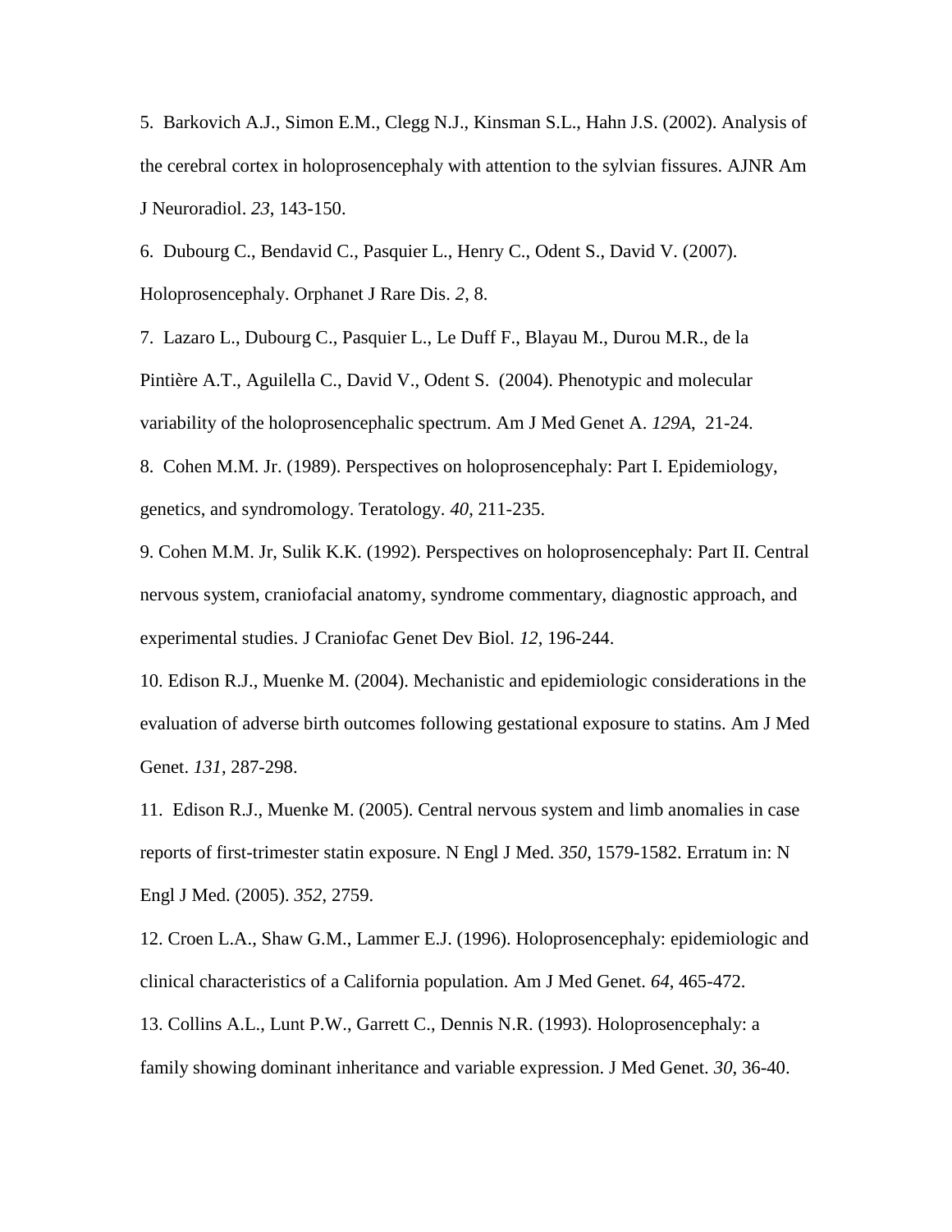5. Barkovich A.J., Simon E.M., Clegg N.J., Kinsman S.L., Hahn J.S. (2002). Analysis of the cerebral cortex in holoprosencephaly with attention to the sylvian fissures. AJNR Am J Neuroradiol. *23*, 143-150.

6. Dubourg C., Bendavid C., Pasquier L., Henry C., Odent S., David V. (2007). Holoprosencephaly. Orphanet J Rare Dis. *2*, 8.

7. Lazaro L., Dubourg C., Pasquier L., Le Duff F., Blayau M., Durou M.R., de la Pintière A.T., Aguilella C., David V., Odent S. (2004). Phenotypic and molecular variability of the holoprosencephalic spectrum. Am J Med Genet A. *129A*, 21-24.

8. Cohen M.M. Jr. (1989). Perspectives on holoprosencephaly: Part I. Epidemiology, genetics, and syndromology. Teratology. *40*, 211-235.

9. Cohen M.M. Jr, Sulik K.K. (1992). Perspectives on holoprosencephaly: Part II. Central nervous system, craniofacial anatomy, syndrome commentary, diagnostic approach, and experimental studies. J Craniofac Genet Dev Biol. *12*, 196-244.

10. Edison R.J., Muenke M. (2004). Mechanistic and epidemiologic considerations in the evaluation of adverse birth outcomes following gestational exposure to statins. Am J Med Genet. *131*, 287-298.

11. Edison R.J., Muenke M. (2005). Central nervous system and limb anomalies in case reports of first-trimester statin exposure. N Engl J Med. *350*, 1579-1582. Erratum in: N Engl J Med. (2005). *352*, 2759.

12. Croen L.A., Shaw G.M., Lammer E.J. (1996). Holoprosencephaly: epidemiologic and clinical characteristics of a California population. Am J Med Genet. *64*, 465-472.

13. Collins A.L., Lunt P.W., Garrett C., Dennis N.R. (1993). Holoprosencephaly: a family showing dominant inheritance and variable expression. J Med Genet. *30*, 36-40.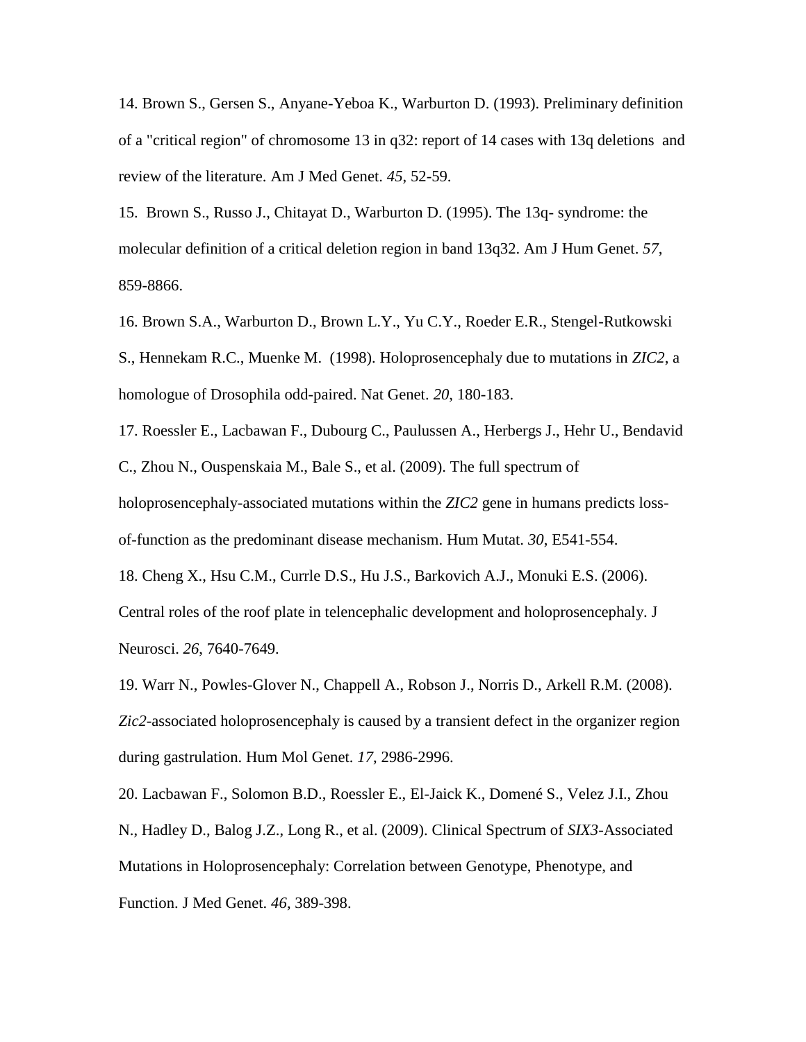14. Brown S., Gersen S., Anyane-Yeboa K., Warburton D. (1993). Preliminary definition of a "critical region" of chromosome 13 in q32: report of 14 cases with 13q deletions and review of the literature. Am J Med Genet. *45*, 52-59.

15. Brown S., Russo J., Chitayat D., Warburton D. (1995). The 13q- syndrome: the molecular definition of a critical deletion region in band 13q32. Am J Hum Genet. *57*, 859-8866.

16. Brown S.A., Warburton D., Brown L.Y., Yu C.Y., Roeder E.R., Stengel-Rutkowski S., Hennekam R.C., Muenke M. (1998). Holoprosencephaly due to mutations in *ZIC2*, a homologue of Drosophila odd-paired. Nat Genet. *20*, 180-183.

17. Roessler E., Lacbawan F., Dubourg C., Paulussen A., Herbergs J., Hehr U., Bendavid C., Zhou N., Ouspenskaia M., Bale S., et al. (2009). The full spectrum of holoprosencephaly-associated mutations within the *ZIC2* gene in humans predicts loss-of-function as the predominant disease mechanism. Hum Mutat. *30*, E541-554.

18. Cheng X., Hsu C.M., Currle D.S., Hu J.S., Barkovich A.J., Monuki E.S. (2006). Central roles of the roof plate in telencephalic development and holoprosencephaly. J Neurosci. *26*, 7640-7649.

19. Warr N., Powles-Glover N., Chappell A., Robson J., Norris D., Arkell R.M. (2008). *Zic2*-associated holoprosencephaly is caused by a transient defect in the organizer region during gastrulation. Hum Mol Genet. *17*, 2986-2996.

20. Lacbawan F., Solomon B.D., Roessler E., El-Jaick K., Domené S., Velez J.I., Zhou N., Hadley D., Balog J.Z., Long R., et al. (2009). Clinical Spectrum of *SIX3*-Associated Mutations in Holoprosencephaly: Correlation between Genotype, Phenotype, and Function. J Med Genet. *46*, 389-398.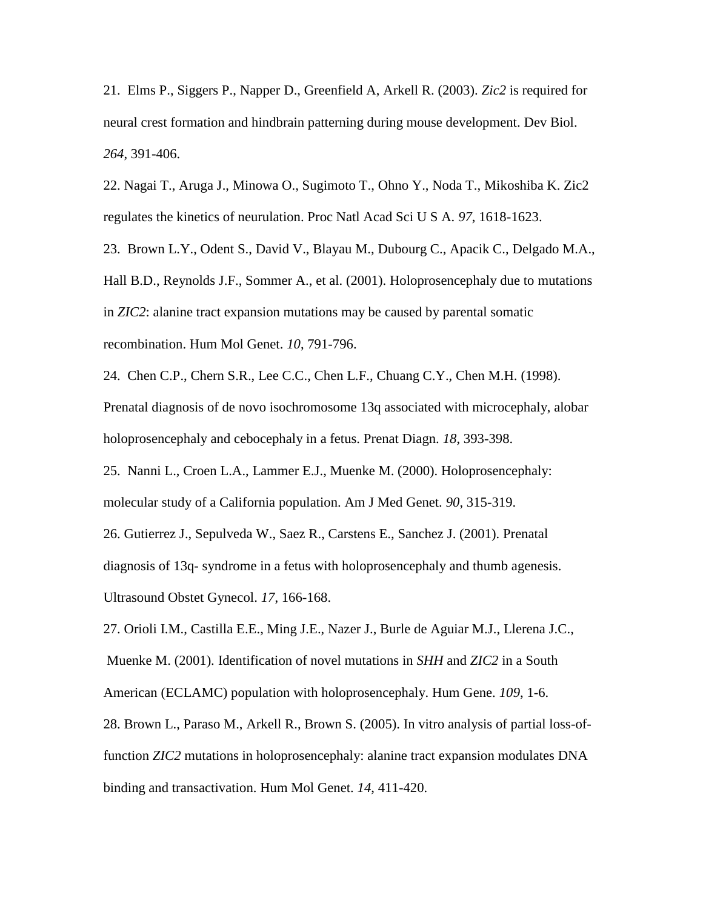21. Elms P., Siggers P., Napper D., Greenfield A, Arkell R. (2003). *Zic2* is required for neural crest formation and hindbrain patterning during mouse development. Dev Biol. *264*, 391-406.

22. Nagai T., Aruga J., Minowa O., Sugimoto T., Ohno Y., Noda T., Mikoshiba K. Zic2 regulates the kinetics of neurulation. Proc Natl Acad Sci U S A. *97*, 1618-1623.

23. Brown L.Y., Odent S., David V., Blayau M., Dubourg C., Apacik C., Delgado M.A., Hall B.D., Reynolds J.F., Sommer A., et al. (2001). Holoprosencephaly due to mutations in *ZIC2*: alanine tract expansion mutations may be caused by parental somatic recombination. Hum Mol Genet. *10*, 791-796.

24. Chen C.P., Chern S.R., Lee C.C., Chen L.F., Chuang C.Y., Chen M.H. (1998). Prenatal diagnosis of de novo isochromosome 13q associated with microcephaly, alobar holoprosencephaly and cebocephaly in a fetus. Prenat Diagn. *18*, 393-398.

25. Nanni L., Croen L.A., Lammer E.J., Muenke M. (2000). Holoprosencephaly: molecular study of a California population. Am J Med Genet. *90*, 315-319.

26. Gutierrez J., Sepulveda W., Saez R., Carstens E., Sanchez J. (2001). Prenatal diagnosis of 13q- syndrome in a fetus with holoprosencephaly and thumb agenesis. Ultrasound Obstet Gynecol. *17*, 166-168.

27. Orioli I.M., Castilla E.E., Ming J.E., Nazer J., Burle de Aguiar M.J., Llerena J.C., Muenke M. (2001). Identification of novel mutations in *SHH* and *ZIC2* in a South American (ECLAMC) population with holoprosencephaly. Hum Gene. *109*, 1-6.

28. Brown L., Paraso M., Arkell R., Brown S. (2005). In vitro analysis of partial loss-of-function *ZIC2* mutations in holoprosencephaly: alanine tract expansion modulates DNA binding and transactivation. Hum Mol Genet. *14*, 411-420.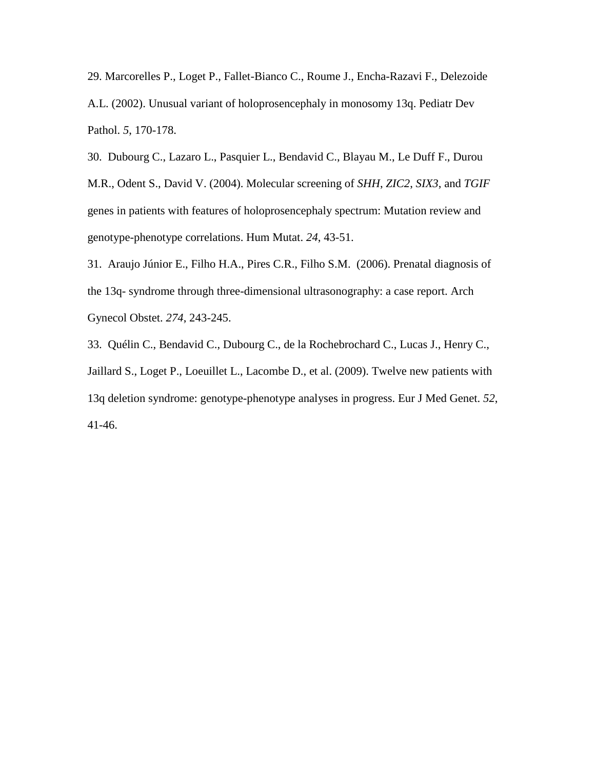29. Marcorelles P., Loget P., Fallet-Bianco C., Roume J., Encha-Razavi F., Delezoide A.L. (2002). Unusual variant of holoprosencephaly in monosomy 13q. Pediatr Dev Pathol. *5*, 170-178.

30. Dubourg C., Lazaro L., Pasquier L., Bendavid C., Blayau M., Le Duff F., Durou M.R., Odent S., David V. (2004). Molecular screening of *SHH*, *ZIC2*, *SIX3*, and *TGIF* genes in patients with features of holoprosencephaly spectrum: Mutation review and genotype-phenotype correlations. Hum Mutat. *24*, 43-51.

31. Araujo Júnior E., Filho H.A., Pires C.R., Filho S.M. (2006). Prenatal diagnosis of the 13q- syndrome through three-dimensional ultrasonography: a case report. Arch Gynecol Obstet. *274*, 243-245.

33. Quélin C., Bendavid C., Dubourg C., de la Rochebrochard C., Lucas J., Henry C., Jaillard S., Loget P., Loeuillet L., Lacombe D., et al. (2009). Twelve new patients with 13q deletion syndrome: genotype-phenotype analyses in progress. Eur J Med Genet. *52*, 41-46.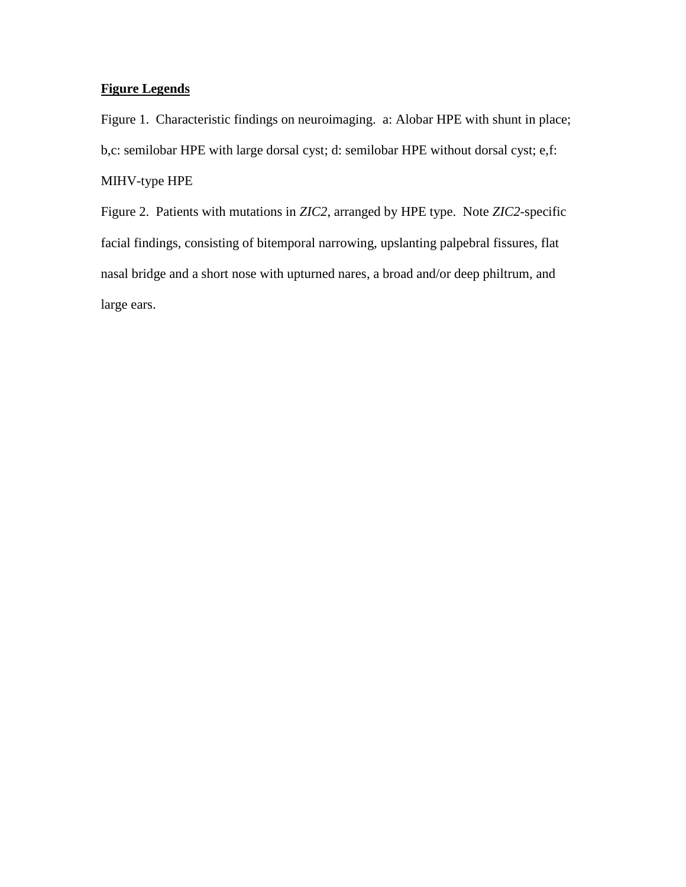## Figure Legends

Figure 1. Characteristic findings on neuroimaging. a: Alobar HPE with shunt in place; b,c: semilobar HPE with large dorsal cyst; d: semilobar HPE without dorsal cyst; e,f: MIHV-type HPE

Figure 2. Patients with mutations in *ZIC2*, arranged by HPE type. Note *ZIC2*-specific facial findings, consisting of bitemporal narrowing, upslanting palpebral fissures, flat nasal bridge and a short nose with upturned nares, a broad and/or deep philtrum, and large ears.